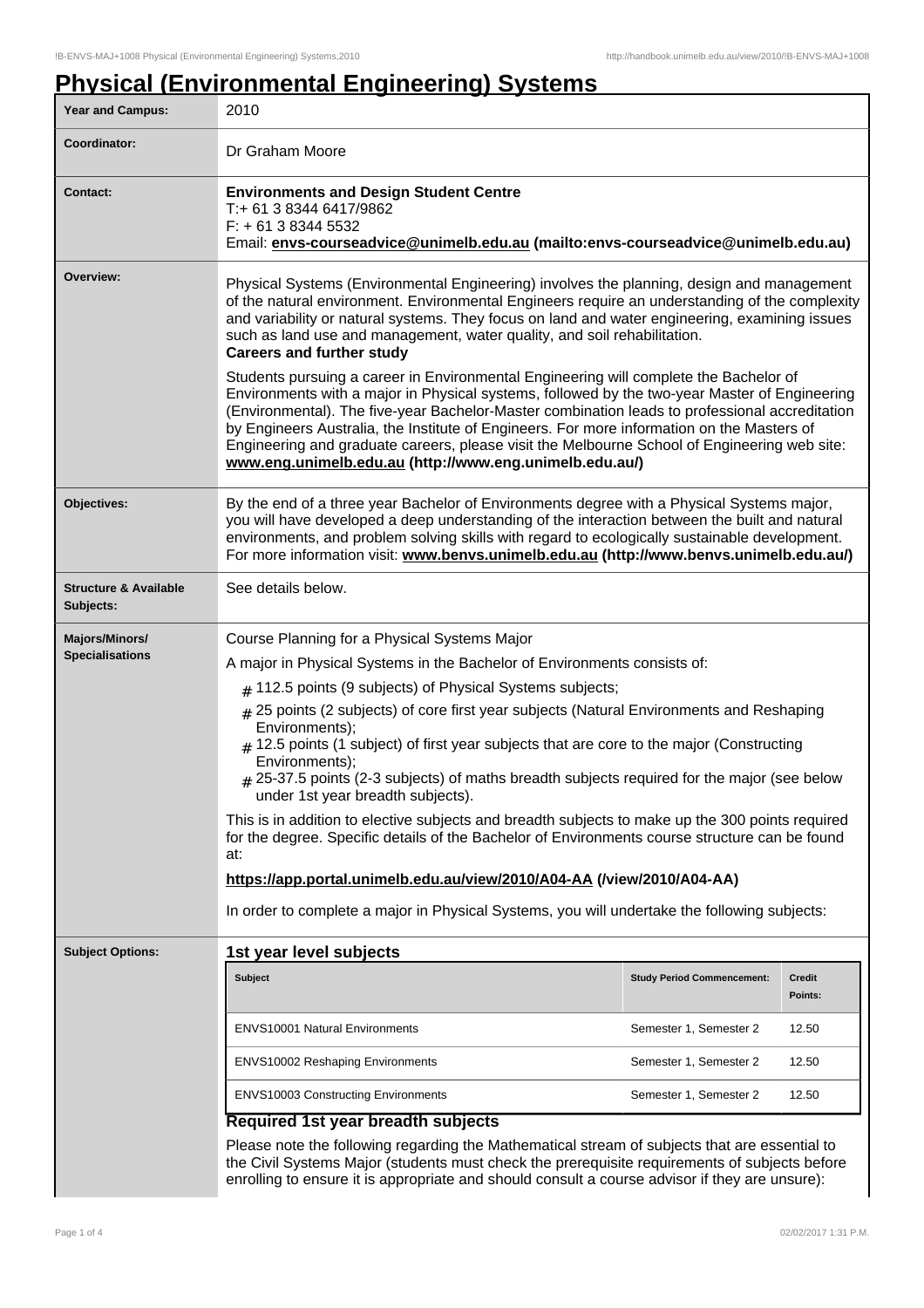# Physical (Environmental Engineering) Systems

| | |
|---|---|
| **Year and Campus:** | 2010 |
| **Coordinator:** | Dr Graham Moore |
| **Contact:** | **Environments and Design Student Centre**<br>T:+ 61 3 8344 6417/9862<br>F: + 61 3 8344 5532<br>Email: **envs-courseadvice@unimelb.edu.au (mailto:envs-courseadvice@unimelb.edu.au)** |
| **Overview:** | Physical Systems (Environmental Engineering) involves the planning, design and management of the natural environment. Environmental Engineers require an understanding of the complexity and variability or natural systems. They focus on land and water engineering, examining issues such as land use and management, water quality, and soil rehabilitation.<br>**Careers and further study**<br>Students pursuing a career in Environmental Engineering will complete the Bachelor of Environments with a major in Physical systems, followed by the two-year Master of Engineering (Environmental). The five-year Bachelor-Master combination leads to professional accreditation by Engineers Australia, the Institute of Engineers. For more information on the Masters of Engineering and graduate careers, please visit the Melbourne School of Engineering web site: **www.eng.unimelb.edu.au (http://www.eng.unimelb.edu.au/)** |
| **Objectives:** | By the end of a three year Bachelor of Environments degree with a Physical Systems major, you will have developed a deep understanding of the interaction between the built and natural environments, and problem solving skills with regard to ecologically sustainable development. For more information visit: **www.benvs.unimelb.edu.au (http://www.benvs.unimelb.edu.au/)** |
| **Structure & Available Subjects:** | See details below. |
| **Majors/Minors/ Specialisations** | Course Planning for a Physical Systems Major<br>A major in Physical Systems in the Bachelor of Environments consists of:<br># 112.5 points (9 subjects) of Physical Systems subjects;<br># 25 points (2 subjects) of core first year subjects (Natural Environments and Reshaping Environments);<br># 12.5 points (1 subject) of first year subjects that are core to the major (Constructing Environments);<br># 25-37.5 points (2-3 subjects) of maths breadth subjects required for the major (see below under 1st year breadth subjects).<br>This is in addition to elective subjects and breadth subjects to make up the 300 points required for the degree. Specific details of the Bachelor of Environments course structure can be found at:<br>**https://app.portal.unimelb.edu.au/view/2010/A04-AA (/view/2010/A04-AA)**<br>In order to complete a major in Physical Systems, you will undertake the following subjects: |

**Subject Options:**

### 1st year level subjects

| Subject | Study Period Commencement: | Credit Points: |
|---|---|---|
| ENVS10001 Natural Environments | Semester 1, Semester 2 | 12.50 |
| ENVS10002 Reshaping Environments | Semester 1, Semester 2 | 12.50 |
| ENVS10003 Constructing Environments | Semester 1, Semester 2 | 12.50 |

### Required 1st year breadth subjects

Please note the following regarding the Mathematical stream of subjects that are essential to the Civil Systems Major (students must check the prerequisite requirements of subjects before enrolling to ensure it is appropriate and should consult a course advisor if they are unsure):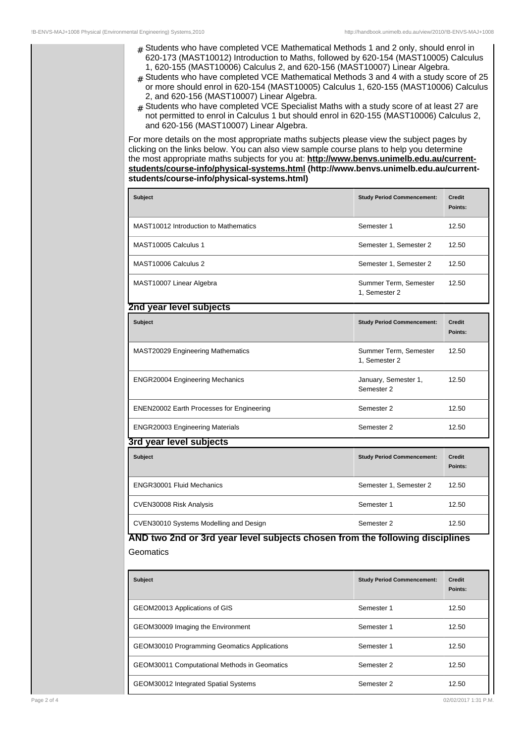- Students who have completed VCE Mathematical Methods 1 and 2 only, should enrol in 620-173 (MAST10012) Introduction to Maths, followed by 620-154 (MAST10005) Calculus 1, 620-155 (MAST10006) Calculus 2, and 620-156 (MAST10007) Linear Algebra.
- Students who have completed VCE Mathematical Methods 3 and 4 with a study score of 25 or more should enrol in 620-154 (MAST10005) Calculus 1, 620-155 (MAST10006) Calculus 2, and 620-156 (MAST10007) Linear Algebra.
- Students who have completed VCE Specialist Maths with a study score of at least 27 are not permitted to enrol in Calculus 1 but should enrol in 620-155 (MAST10006) Calculus 2, and 620-156 (MAST10007) Linear Algebra.

For more details on the most appropriate maths subjects please view the subject pages by clicking on the links below. You can also view sample course plans to help you determine the most appropriate maths subjects for you at: **http://www.benvs.unimelb.edu.au/current-students/course-info/physical-systems.html (http://www.benvs.unimelb.edu.au/current-students/course-info/physical-systems.html)**

| Subject | Study Period Commencement: | Credit Points: |
|---|---|---|
| MAST10012 Introduction to Mathematics | Semester 1 | 12.50 |
| MAST10005 Calculus 1 | Semester 1, Semester 2 | 12.50 |
| MAST10006 Calculus 2 | Semester 1, Semester 2 | 12.50 |
| MAST10007 Linear Algebra | Summer Term, Semester 1, Semester 2 | 12.50 |

## 2nd year level subjects

| Subject | Study Period Commencement: | Credit Points: |
|---|---|---|
| MAST20029 Engineering Mathematics | Summer Term, Semester 1, Semester 2 | 12.50 |
| ENGR20004 Engineering Mechanics | January, Semester 1, Semester 2 | 12.50 |
| ENEN20002 Earth Processes for Engineering | Semester 2 | 12.50 |
| ENGR20003 Engineering Materials | Semester 2 | 12.50 |

## 3rd year level subjects

| Subject | Study Period Commencement: | Credit Points: |
|---|---|---|
| ENGR30001 Fluid Mechanics | Semester 1, Semester 2 | 12.50 |
| CVEN30008 Risk Analysis | Semester 1 | 12.50 |
| CVEN30010 Systems Modelling and Design | Semester 2 | 12.50 |

## AND two 2nd or 3rd year level subjects chosen from the following disciplines

Geomatics

| Subject | Study Period Commencement: | Credit Points: |
|---|---|---|
| GEOM20013 Applications of GIS | Semester 1 | 12.50 |
| GEOM30009 Imaging the Environment | Semester 1 | 12.50 |
| GEOM30010 Programming Geomatics Applications | Semester 1 | 12.50 |
| GEOM30011 Computational Methods in Geomatics | Semester 2 | 12.50 |
| GEOM30012 Integrated Spatial Systems | Semester 2 | 12.50 |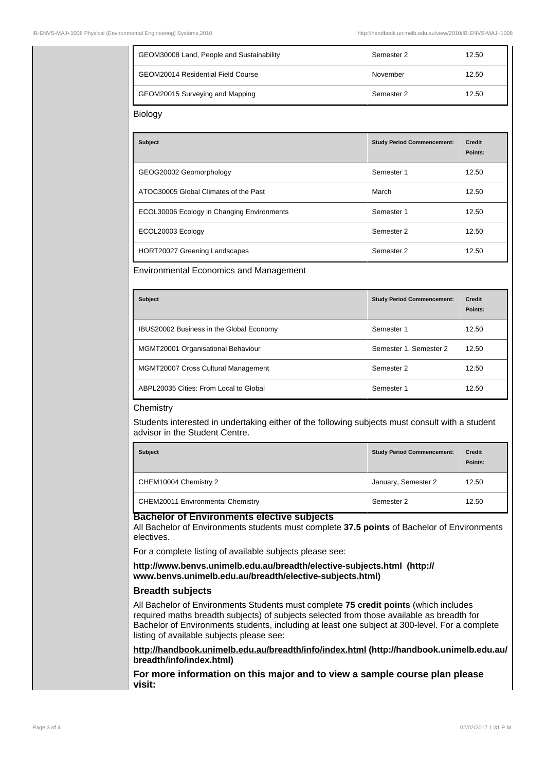| | | |
|---|---|---|
| GEOM30008 Land, People and Sustainability | Semester 2 | 12.50 |
| GEOM20014 Residential Field Course | November | 12.50 |
| GEOM20015 Surveying and Mapping | Semester 2 | 12.50 |

Biology

| Subject | Study Period Commencement: | Credit Points: |
|---|---|---|
| GEOG20002 Geomorphology | Semester 1 | 12.50 |
| ATOC30005 Global Climates of the Past | March | 12.50 |
| ECOL30006 Ecology in Changing Environments | Semester 1 | 12.50 |
| ECOL20003 Ecology | Semester 2 | 12.50 |
| HORT20027 Greening Landscapes | Semester 2 | 12.50 |

Environmental Economics and Management

| Subject | Study Period Commencement: | Credit Points: |
|---|---|---|
| IBUS20002 Business in the Global Economy | Semester 1 | 12.50 |
| MGMT20001 Organisational Behaviour | Semester 1, Semester 2 | 12.50 |
| MGMT20007 Cross Cultural Management | Semester 2 | 12.50 |
| ABPL20035 Cities: From Local to Global | Semester 1 | 12.50 |

Chemistry

Students interested in undertaking either of the following subjects must consult with a student advisor in the Student Centre.

| Subject | Study Period Commencement: | Credit Points: |
|---|---|---|
| CHEM10004 Chemistry 2 | January, Semester 2 | 12.50 |
| CHEM20011 Environmental Chemistry | Semester 2 | 12.50 |

**Bachelor of Environments elective subjects**

All Bachelor of Environments students must complete **37.5 points** of Bachelor of Environments electives.

For a complete listing of available subjects please see:

**http://www.benvs.unimelb.edu.au/breadth/elective-subjects.html (http://www.benvs.unimelb.edu.au/breadth/elective-subjects.html)**

**Breadth subjects**

All Bachelor of Environments Students must complete **75 credit points** (which includes required maths breadth subjects) of subjects selected from those available as breadth for Bachelor of Environments students, including at least one subject at 300-level. For a complete listing of available subjects please see:

**http://handbook.unimelb.edu.au/breadth/info/index.html (http://handbook.unimelb.edu.au/breadth/info/index.html)**

**For more information on this major and to view a sample course plan please visit:**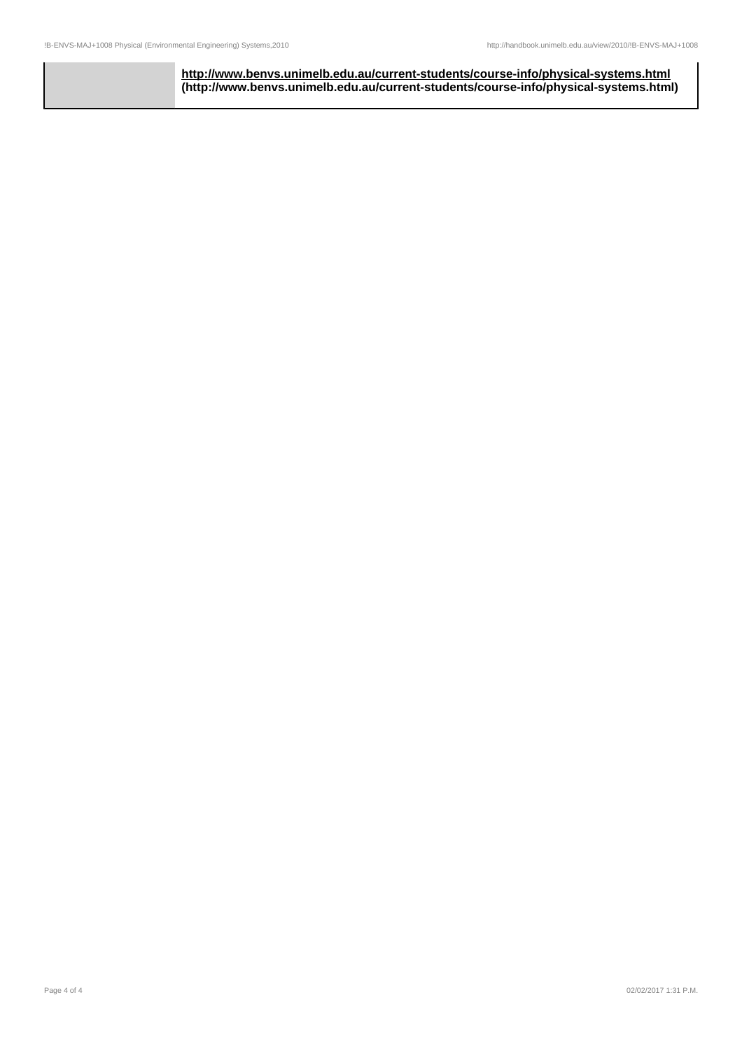| | |
| --- | --- |
| | **http://www.benvs.unimelb.edu.au/current-students/course-info/physical-systems.html (http://www.benvs.unimelb.edu.au/current-students/course-info/physical-systems.html)** |